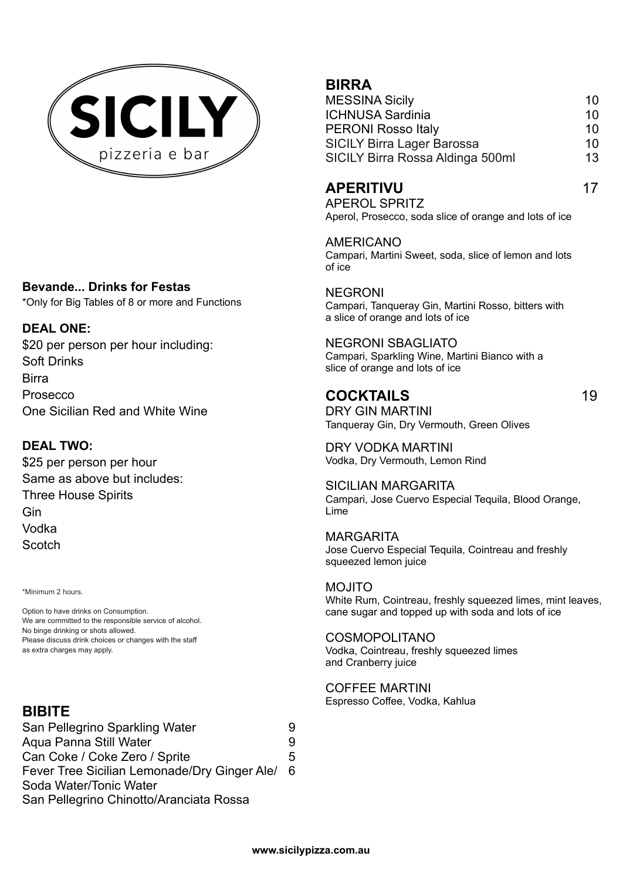# SICILY

pizzeria e bar

**Bevande... Drinks for Festas**

*Only for Big Tables of 8 or more and Functions

**DEAL ONE:**

$20 per person per hour including:
Soft Drinks
Birra
Prosecco
One Sicilian Red and White Wine

**DEAL TWO:**

$25 per person per hour
Same as above but includes:
Three House Spirits
Gin
Vodka
Scotch

*Minimum 2 hours.

Option to have drinks on Consumption.
We are committed to the responsible service of alcohol.
No binge drinking or shots allowed.
Please discuss drink choices or changes with the staff as extra charges may apply.

## BIBITE

| | |
|---|---|
| San Pellegrino Sparkling Water | 9 |
| Aqua Panna Still Water | 9 |
| Can Coke / Coke Zero / Sprite | 5 |
| Fever Tree Sicilian Lemonade/Dry Ginger Ale/ Soda Water/Tonic Water | 6 |
| San Pellegrino Chinotto/Aranciata Rossa | |

## BIRRA

| | |
|---|---|
| MESSINA Sicily | 10 |
| ICHNUSA Sardinia | 10 |
| PERONI Rosso Italy | 10 |
| SICILY Birra Lager Barossa | 10 |
| SICILY Birra Rossa Aldinga 500ml | 13 |

## APERITIVU 17

APEROL SPRITZ
Aperol, Prosecco, soda slice of orange and lots of ice

AMERICANO
Campari, Martini Sweet, soda, slice of lemon and lots of ice

NEGRONI
Campari, Tanqueray Gin, Martini Rosso, bitters with a slice of orange and lots of ice

NEGRONI SBAGLIATO
Campari, Sparkling Wine, Martini Bianco with a slice of orange and lots of ice

## COCKTAILS 19

DRY GIN MARTINI
Tanqueray Gin, Dry Vermouth, Green Olives

DRY VODKA MARTINI
Vodka, Dry Vermouth, Lemon Rind

SICILIAN MARGARITA
Campari, Jose Cuervo Especial Tequila, Blood Orange, Lime

MARGARITA
Jose Cuervo Especial Tequila, Cointreau and freshly squeezed lemon juice

MOJITO
White Rum, Cointreau, freshly squeezed limes, mint leaves, cane sugar and topped up with soda and lots of ice

COSMOPOLITANO
Vodka, Cointreau, freshly squeezed limes and Cranberry juice

COFFEE MARTINI
Espresso Coffee, Vodka, Kahlua

www.sicilypizza.com.au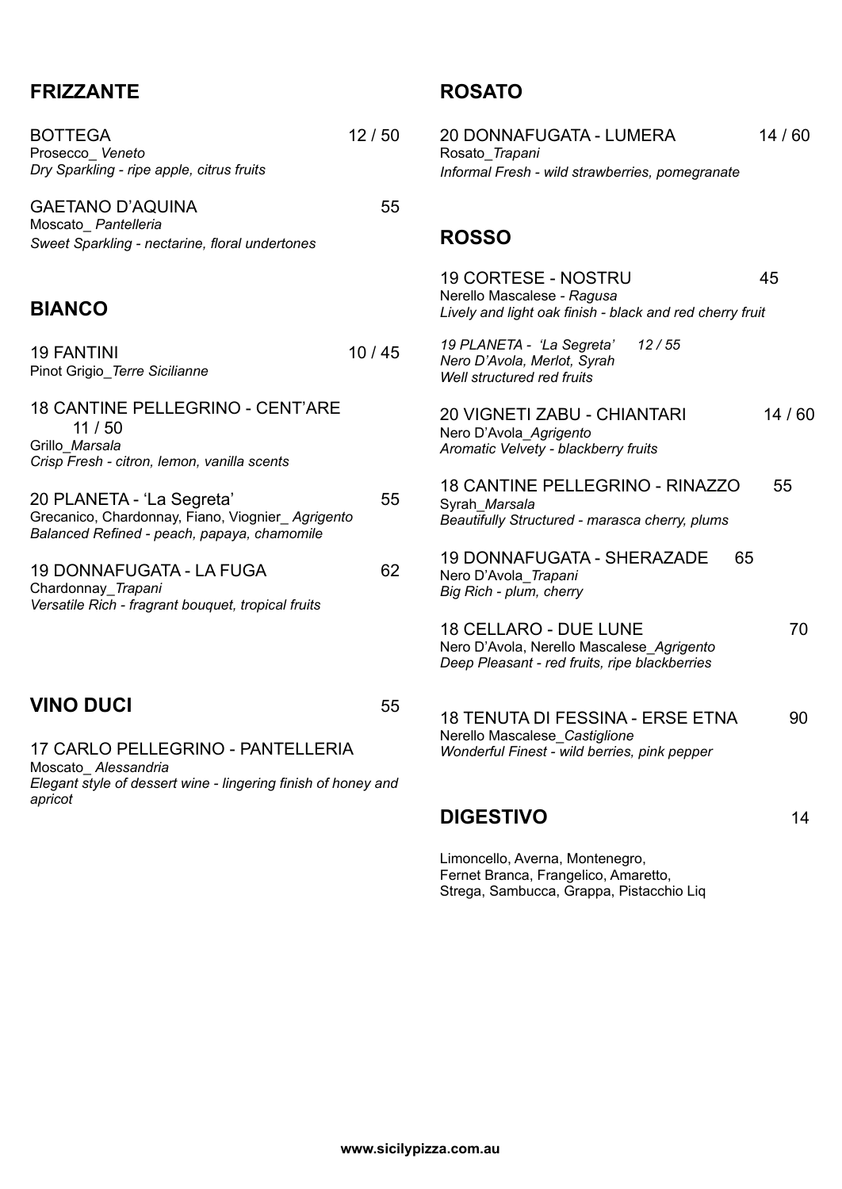## FRIZZANTE

BOTTEGA 12 / 50
Prosecco_ *Veneto*
*Dry Sparkling - ripe apple, citrus fruits*

GAETANO D'AQUINA 55
Moscato_ *Pantelleria*
*Sweet Sparkling - nectarine, floral undertones*

## BIANCO

19 FANTINI 10 / 45
Pinot Grigio_*Terre Sicilianne*

18 CANTINE PELLEGRINO - CENT'ARE 11 / 50
Grillo_*Marsala*
*Crisp Fresh - citron, lemon, vanilla scents*

20 PLANETA - 'La Segreta' 55
Grecanico, Chardonnay, Fiano, Viognier_ *Agrigento*
*Balanced Refined - peach, papaya, chamomile*

19 DONNAFUGATA - LA FUGA 62
Chardonnay_*Trapani*
*Versatile Rich - fragrant bouquet, tropical fruits*

## VINO DUCI 55

17 CARLO PELLEGRINO - PANTELLERIA
Moscato_ *Alessandria*
*Elegant style of dessert wine - lingering finish of honey and apricot*

## ROSATO

20 DONNAFUGATA - LUMERA 14 / 60
Rosato_*Trapani*
*Informal Fresh - wild strawberries, pomegranate*

## ROSSO

19 CORTESE - NOSTRU 45
Nerello Mascalese - *Ragusa*
*Lively and light oak finish - black and red cherry fruit*

*19 PLANETA - 'La Segreta' 12 / 55*
*Nero D'Avola, Merlot, Syrah*
*Well structured red fruits*

20 VIGNETI ZABU - CHIANTARI 14 / 60
Nero D'Avola_*Agrigento*
*Aromatic Velvety - blackberry fruits*

18 CANTINE PELLEGRINO - RINAZZO 55
Syrah_*Marsala*
*Beautifully Structured - marasca cherry, plums*

19 DONNAFUGATA - SHERAZADE 65
Nero D'Avola_*Trapani*
*Big Rich - plum, cherry*

18 CELLARO - DUE LUNE 70
Nero D'Avola, Nerello Mascalese_*Agrigento*
*Deep Pleasant - red fruits, ripe blackberries*

18 TENUTA DI FESSINA - ERSE ETNA 90
Nerello Mascalese_*Castiglione*
*Wonderful Finest - wild berries, pink pepper*

## DIGESTIVO 14

Limoncello, Averna, Montenegro,
Fernet Branca, Frangelico, Amaretto,
Strega, Sambucca, Grappa, Pistacchio Liq

**www.sicilypizza.com.au**